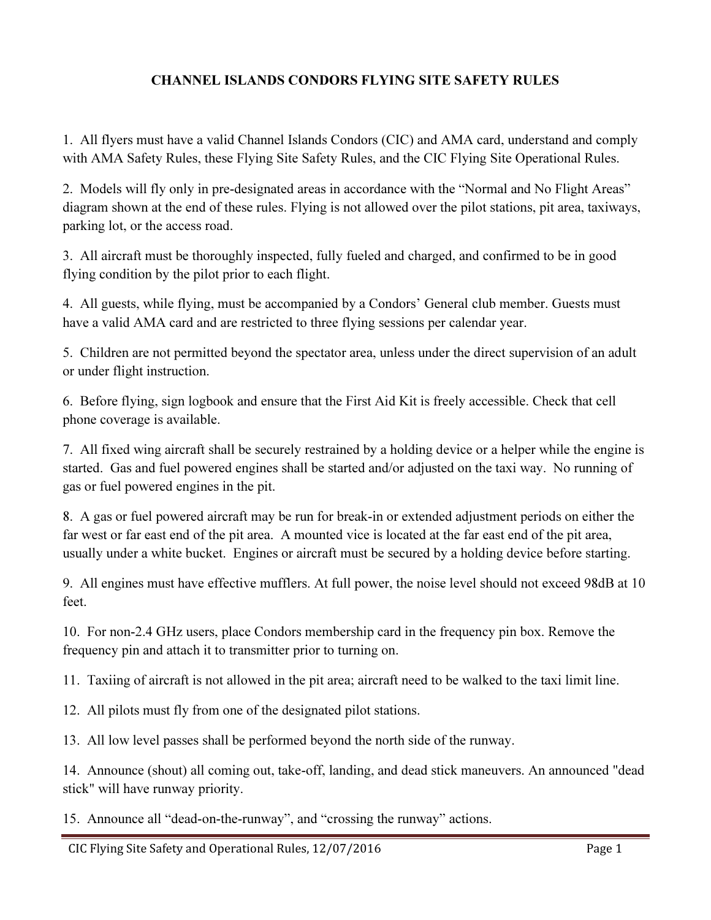# CHANNEL ISLANDS CONDORS FLYING SITE SAFETY RULES

1. All flyers must have a valid Channel Islands Condors (CIC) and AMA card, understand and comply with AMA Safety Rules, these Flying Site Safety Rules, and the CIC Flying Site Operational Rules.

2. Models will fly only in pre-designated areas in accordance with the "Normal and No Flight Areas" diagram shown at the end of these rules. Flying is not allowed over the pilot stations, pit area, taxiways, parking lot, or the access road.

3. All aircraft must be thoroughly inspected, fully fueled and charged, and confirmed to be in good flying condition by the pilot prior to each flight.

4. All guests, while flying, must be accompanied by a Condors' General club member. Guests must have a valid AMA card and are restricted to three flying sessions per calendar year.

5. Children are not permitted beyond the spectator area, unless under the direct supervision of an adult or under flight instruction.

6. Before flying, sign logbook and ensure that the First Aid Kit is freely accessible. Check that cell phone coverage is available.

7. All fixed wing aircraft shall be securely restrained by a holding device or a helper while the engine is started. Gas and fuel powered engines shall be started and/or adjusted on the taxi way. No running of gas or fuel powered engines in the pit.

8. A gas or fuel powered aircraft may be run for break-in or extended adjustment periods on either the far west or far east end of the pit area. A mounted vice is located at the far east end of the pit area, usually under a white bucket. Engines or aircraft must be secured by a holding device before starting.

9. All engines must have effective mufflers. At full power, the noise level should not exceed 98dB at 10 feet.

10. For non-2.4 GHz users, place Condors membership card in the frequency pin box. Remove the frequency pin and attach it to transmitter prior to turning on.

11. Taxiing of aircraft is not allowed in the pit area; aircraft need to be walked to the taxi limit line.

12. All pilots must fly from one of the designated pilot stations.

13. All low level passes shall be performed beyond the north side of the runway.

14. Announce (shout) all coming out, take-off, landing, and dead stick maneuvers. An announced "dead stick" will have runway priority.

15. Announce all "dead-on-the-runway", and "crossing the runway" actions.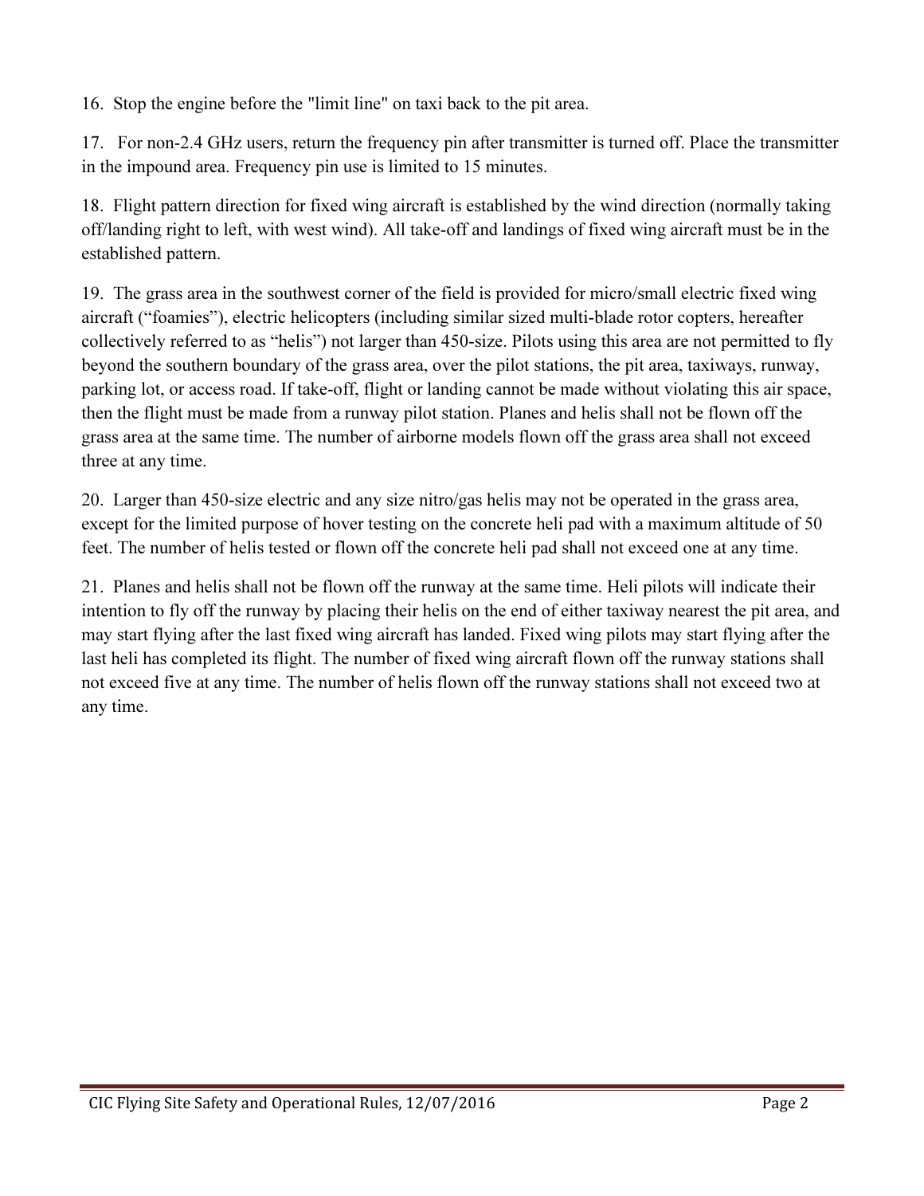16. Stop the engine before the "limit line" on taxi back to the pit area.

17. For non-2.4 GHz users, return the frequency pin after transmitter is turned off. Place the transmitter in the impound area. Frequency pin use is limited to 15 minutes.

18. Flight pattern direction for fixed wing aircraft is established by the wind direction (normally taking off/landing right to left, with west wind). All take-off and landings of fixed wing aircraft must be in the established pattern.

19. The grass area in the southwest corner of the field is provided for micro/small electric fixed wing aircraft ("foamies"), electric helicopters (including similar sized multi-blade rotor copters, hereafter collectively referred to as "helis") not larger than 450-size. Pilots using this area are not permitted to fly beyond the southern boundary of the grass area, over the pilot stations, the pit area, taxiways, runway, parking lot, or access road. If take-off, flight or landing cannot be made without violating this air space, then the flight must be made from a runway pilot station. Planes and helis shall not be flown off the grass area at the same time. The number of airborne models flown off the grass area shall not exceed three at any time.

20. Larger than 450-size electric and any size nitro/gas helis may not be operated in the grass area, except for the limited purpose of hover testing on the concrete heli pad with a maximum altitude of 50 feet. The number of helis tested or flown off the concrete heli pad shall not exceed one at any time.

21. Planes and helis shall not be flown off the runway at the same time. Heli pilots will indicate their intention to fly off the runway by placing their helis on the end of either taxiway nearest the pit area, and may start flying after the last fixed wing aircraft has landed. Fixed wing pilots may start flying after the last heli has completed its flight. The number of fixed wing aircraft flown off the runway stations shall not exceed five at any time. The number of helis flown off the runway stations shall not exceed two at any time.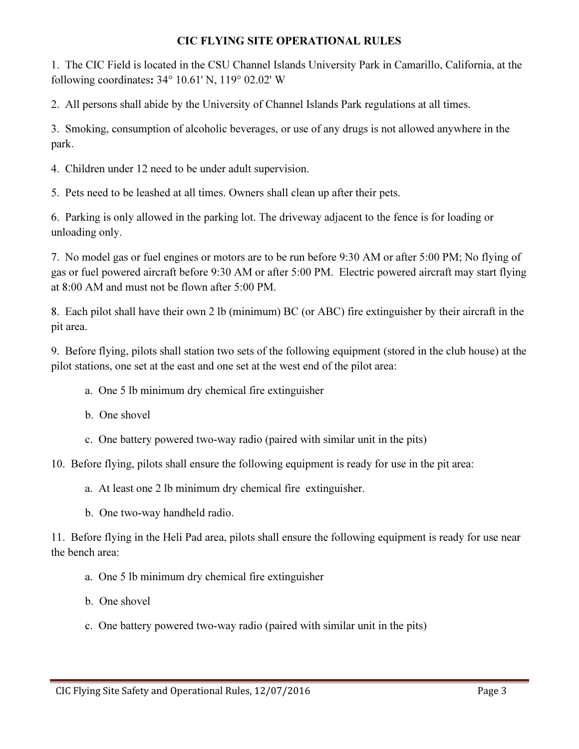## CIC FLYING SITE OPERATIONAL RULES

1. The CIC Field is located in the CSU Channel Islands University Park in Camarillo, California, at the following coordinates**:** 34° 10.61' N, 119° 02.02' W

2. All persons shall abide by the University of Channel Islands Park regulations at all times.

3. Smoking, consumption of alcoholic beverages, or use of any drugs is not allowed anywhere in the park.

4. Children under 12 need to be under adult supervision.

5. Pets need to be leashed at all times. Owners shall clean up after their pets.

6. Parking is only allowed in the parking lot. The driveway adjacent to the fence is for loading or unloading only.

7. No model gas or fuel engines or motors are to be run before 9:30 AM or after 5:00 PM; No flying of gas or fuel powered aircraft before 9:30 AM or after 5:00 PM. Electric powered aircraft may start flying at 8:00 AM and must not be flown after 5:00 PM.

8. Each pilot shall have their own 2 lb (minimum) BC (or ABC) fire extinguisher by their aircraft in the pit area.

9. Before flying, pilots shall station two sets of the following equipment (stored in the club house) at the pilot stations, one set at the east and one set at the west end of the pilot area:

   a. One 5 lb minimum dry chemical fire extinguisher

   b. One shovel

   c. One battery powered two-way radio (paired with similar unit in the pits)

10. Before flying, pilots shall ensure the following equipment is ready for use in the pit area:

    a. At least one 2 lb minimum dry chemical fire extinguisher.

    b. One two-way handheld radio.

11. Before flying in the Heli Pad area, pilots shall ensure the following equipment is ready for use near the bench area:

    a. One 5 lb minimum dry chemical fire extinguisher

    b. One shovel

    c. One battery powered two-way radio (paired with similar unit in the pits)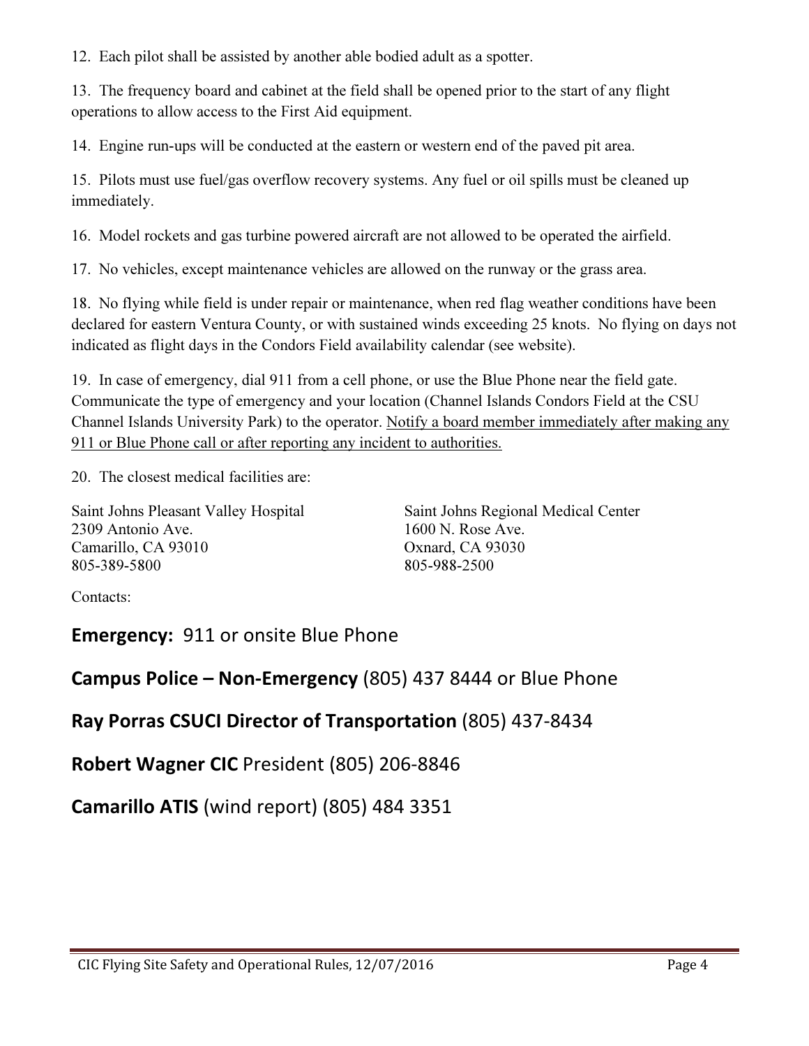12. Each pilot shall be assisted by another able bodied adult as a spotter.

13. The frequency board and cabinet at the field shall be opened prior to the start of any flight operations to allow access to the First Aid equipment.

14. Engine run-ups will be conducted at the eastern or western end of the paved pit area.

15. Pilots must use fuel/gas overflow recovery systems. Any fuel or oil spills must be cleaned up immediately.

16. Model rockets and gas turbine powered aircraft are not allowed to be operated the airfield.

17. No vehicles, except maintenance vehicles are allowed on the runway or the grass area.

18. No flying while field is under repair or maintenance, when red flag weather conditions have been declared for eastern Ventura County, or with sustained winds exceeding 25 knots. No flying on days not indicated as flight days in the Condors Field availability calendar (see website).

19. In case of emergency, dial 911 from a cell phone, or use the Blue Phone near the field gate. Communicate the type of emergency and your location (Channel Islands Condors Field at the CSU Channel Islands University Park) to the operator. <u>Notify a board member immediately after making any 911 or Blue Phone call or after reporting any incident to authorities.</u>

20. The closest medical facilities are:

Saint Johns Pleasant Valley Hospital
2309 Antonio Ave.
Camarillo, CA 93010
805-389-5800

Saint Johns Regional Medical Center
1600 N. Rose Ave.
Oxnard, CA 93030
805-988-2500

Contacts:

**Emergency:** 911 or onsite Blue Phone

**Campus Police – Non-Emergency** (805) 437 8444 or Blue Phone

**Ray Porras CSUCI Director of Transportation** (805) 437-8434

**Robert Wagner CIC** President (805) 206-8846

**Camarillo ATIS** (wind report) (805) 484 3351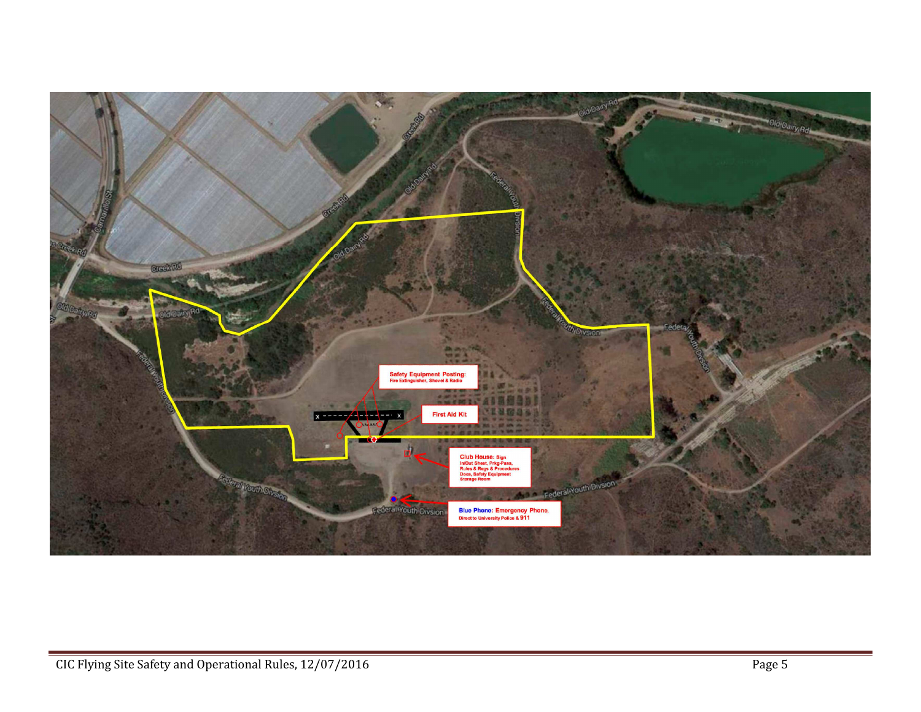Safety Equipment Posting:
Fire Extinguisher, Shovel & Radio

First Aid Kit

Club House: Sign In/Out Sheet, Prkg-Pass, Rules & Regs & Procedures Docs, Safety Equipment Storage Room

Blue Phone: Emergency Phone, Direct to University Police & 911

Old Dairy Rd

Creek Rd

Camarillo St

Federal Youth Division